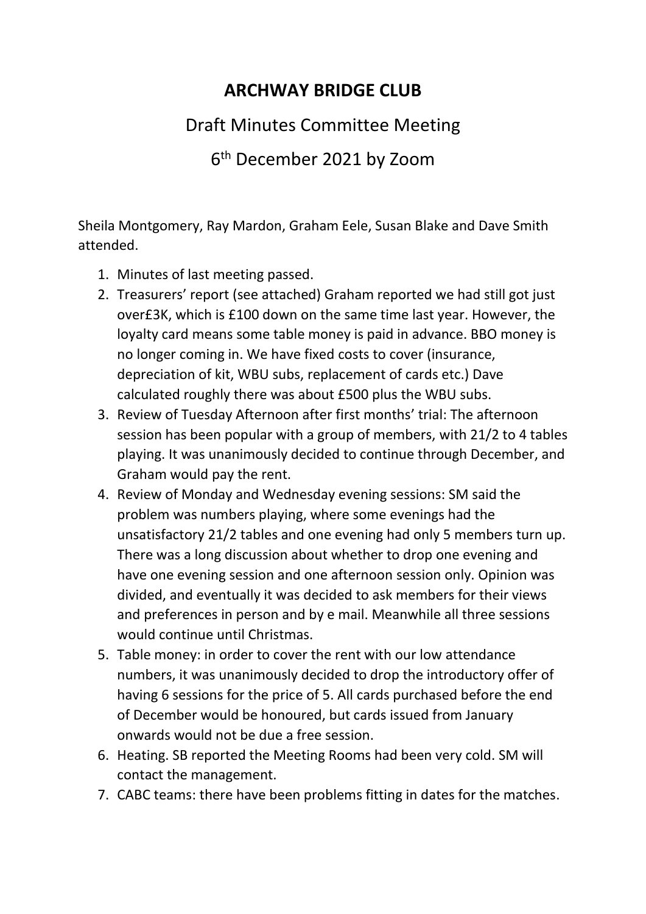# ARCHWAY BRIDGE CLUB

## Draft Minutes Committee Meeting

## 6th December 2021 by Zoom

Sheila Montgomery, Ray Mardon, Graham Eele, Susan Blake and Dave Smith attended.

1. Minutes of last meeting passed.
2. Treasurers' report (see attached) Graham reported we had still got just over£3K, which is £100 down on the same time last year. However, the loyalty card means some table money is paid in advance. BBO money is no longer coming in. We have fixed costs to cover (insurance, depreciation of kit, WBU subs, replacement of cards etc.) Dave calculated roughly there was about £500 plus the WBU subs.
3. Review of Tuesday Afternoon after first months' trial: The afternoon session has been popular with a group of members, with 21/2 to 4 tables playing. It was unanimously decided to continue through December, and Graham would pay the rent.
4. Review of Monday and Wednesday evening sessions: SM said the problem was numbers playing, where some evenings had the unsatisfactory 21/2 tables and one evening had only 5 members turn up. There was a long discussion about whether to drop one evening and have one evening session and one afternoon session only. Opinion was divided, and eventually it was decided to ask members for their views and preferences in person and by e mail. Meanwhile all three sessions would continue until Christmas.
5. Table money: in order to cover the rent with our low attendance numbers, it was unanimously decided to drop the introductory offer of having 6 sessions for the price of 5. All cards purchased before the end of December would be honoured, but cards issued from January onwards would not be due a free session.
6. Heating. SB reported the Meeting Rooms had been very cold. SM will contact the management.
7. CABC teams: there have been problems fitting in dates for the matches.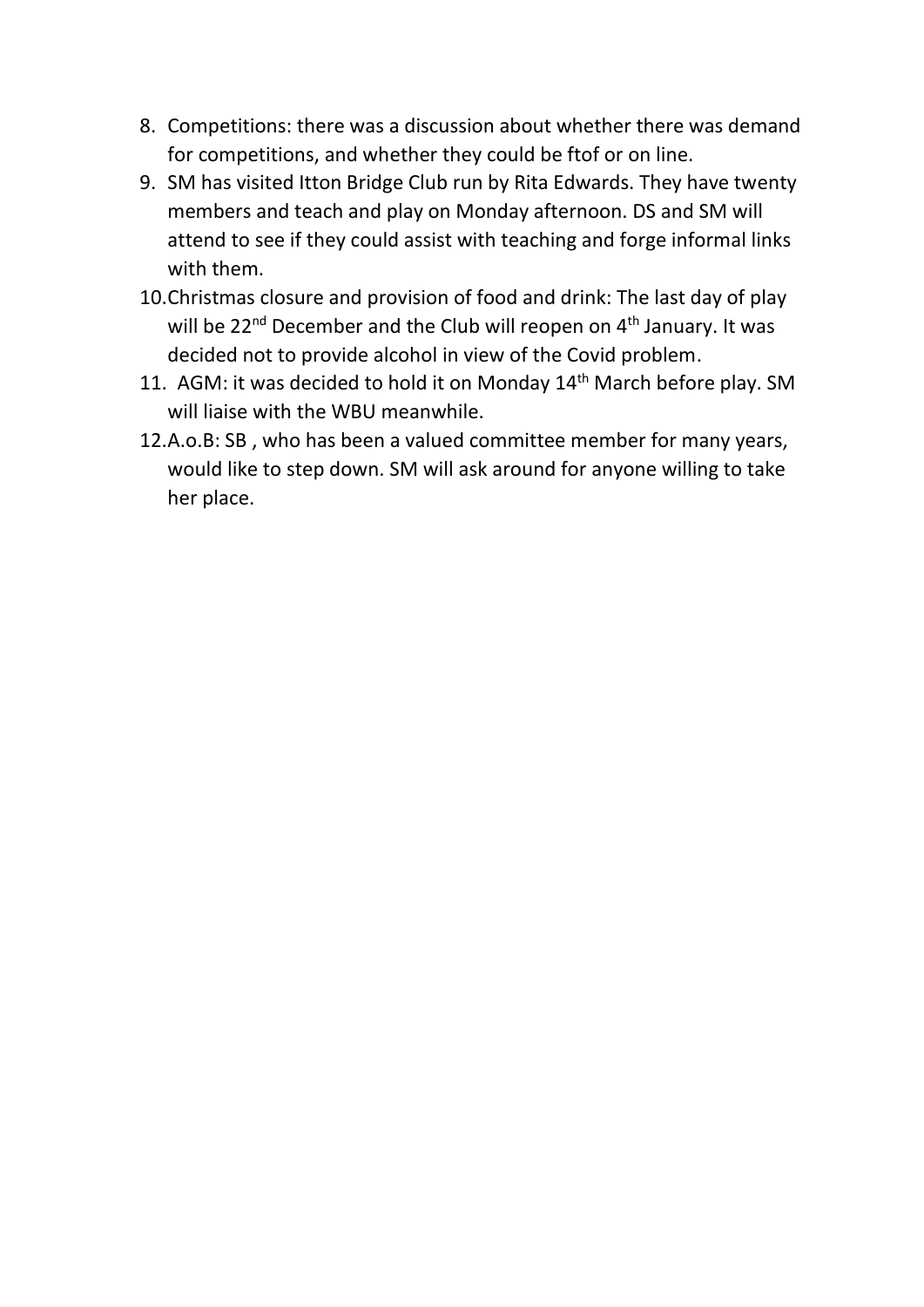8. Competitions: there was a discussion about whether there was demand for competitions, and whether they could be ftof or on line.
9. SM has visited Itton Bridge Club run by Rita Edwards. They have twenty members and teach and play on Monday afternoon. DS and SM will attend to see if they could assist with teaching and forge informal links with them.
10. Christmas closure and provision of food and drink: The last day of play will be 22nd December and the Club will reopen on 4th January. It was decided not to provide alcohol in view of the Covid problem.
11. AGM: it was decided to hold it on Monday 14th March before play. SM will liaise with the WBU meanwhile.
12. A.o.B: SB , who has been a valued committee member for many years, would like to step down. SM will ask around for anyone willing to take her place.